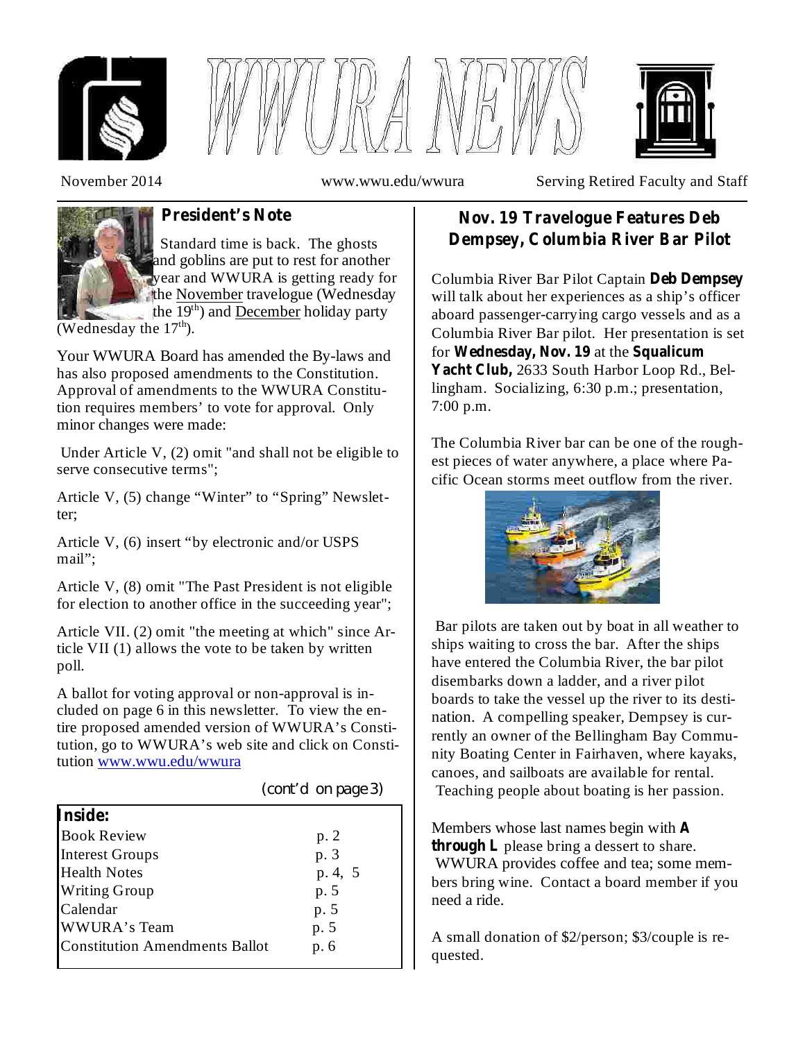# WWURA NEWS

November 2014 www.wwu.edu/wwura Serving Retired Faculty and Staff

## President's Note

Standard time is back. The ghosts and goblins are put to rest for another year and WWURA is getting ready for the November travelogue (Wednesday the 19th) and December holiday party (Wednesday the 17th).

Your WWURA Board has amended the By-laws and has also proposed amendments to the Constitution. Approval of amendments to the WWURA Constitution requires members' to vote for approval. Only minor changes were made:

Under Article V, (2) omit "and shall not be eligible to serve consecutive terms";

Article V, (5) change "Winter" to "Spring" Newsletter;

Article V, (6) insert "by electronic and/or USPS mail";

Article V, (8) omit "The Past President is not eligible for election to another office in the succeeding year";

Article VII. (2) omit "the meeting at which" since Article VII (1) allows the vote to be taken by written poll.

A ballot for voting approval or non-approval is included on page 6 in this newsletter. To view the entire proposed amended version of WWURA's Constitution, go to WWURA's web site and click on Constitution www.wwu.edu/wwura

(cont'd on page 3)

**Inside:**

| | |
|---|---|
| Book Review | p. 2 |
| Interest Groups | p. 3 |
| Health Notes | p. 4, 5 |
| Writing Group | p. 5 |
| Calendar | p. 5 |
| WWURA's Team | p. 5 |
| Constitution Amendments Ballot | p. 6 |

## Nov. 19 Travelogue Features Deb Dempsey, Columbia River Bar Pilot

Columbia River Bar Pilot Captain **Deb Dempsey** will talk about her experiences as a ship's officer aboard passenger-carrying cargo vessels and as a Columbia River Bar pilot. Her presentation is set for **Wednesday, Nov. 19** at the **Squalicum Yacht Club,** 2633 South Harbor Loop Rd., Bellingham. Socializing, 6:30 p.m.; presentation, 7:00 p.m.

The Columbia River bar can be one of the roughest pieces of water anywhere, a place where Pacific Ocean storms meet outflow from the river.

Bar pilots are taken out by boat in all weather to ships waiting to cross the bar. After the ships have entered the Columbia River, the bar pilot disembarks down a ladder, and a river pilot boards to take the vessel up the river to its destination. A compelling speaker, Dempsey is currently an owner of the Bellingham Bay Community Boating Center in Fairhaven, where kayaks, canoes, and sailboats are available for rental. Teaching people about boating is her passion.

Members whose last names begin with **A through L** please bring a dessert to share. WWURA provides coffee and tea; some members bring wine. Contact a board member if you need a ride.

A small donation of $2/person; $3/couple is requested.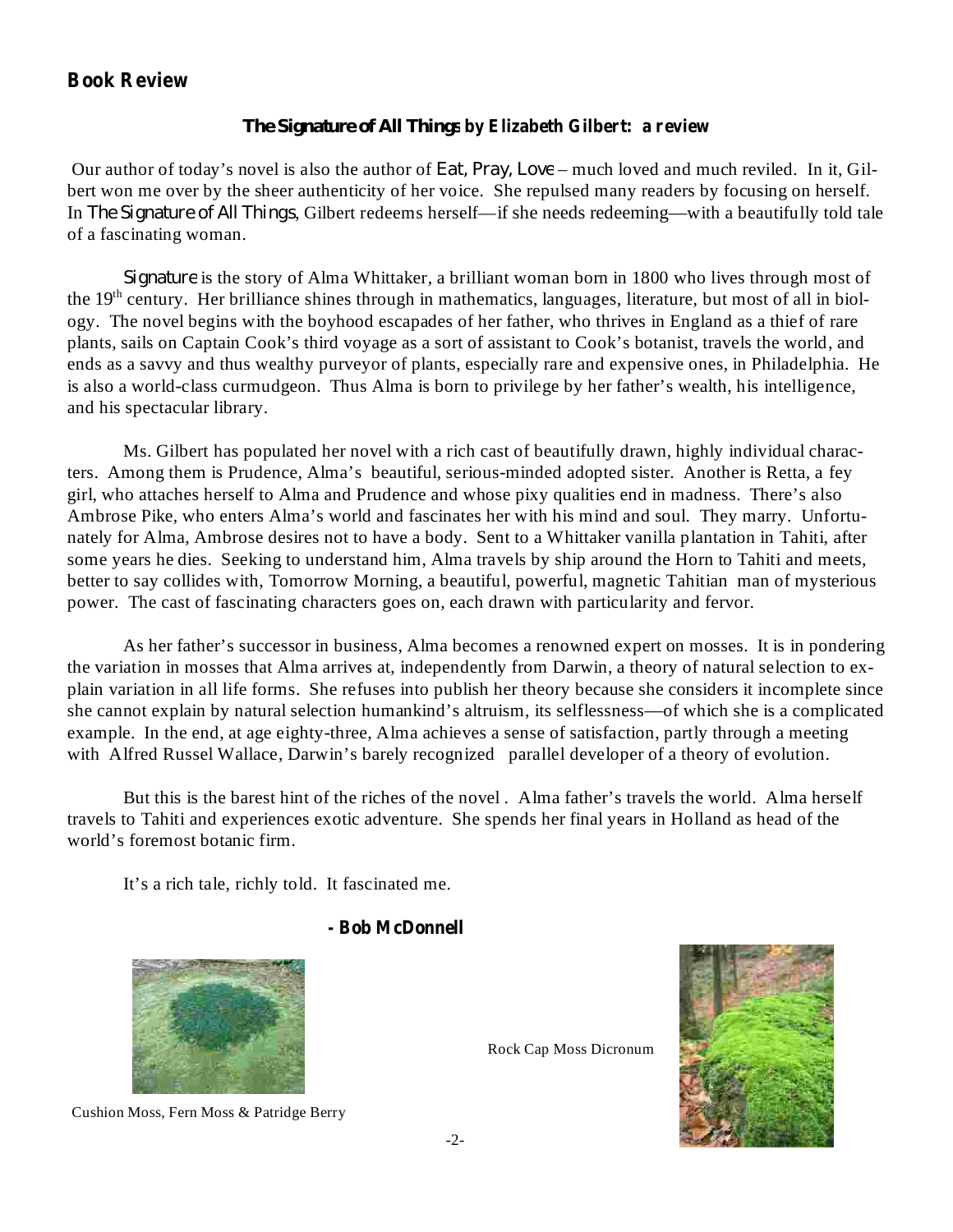## Book Review

### *The Signature of All Things* by Elizabeth Gilbert: a review

Our author of today's novel is also the author of *Eat, Pray, Love* – much loved and much reviled. In it, Gilbert won me over by the sheer authenticity of her voice. She repulsed many readers by focusing on herself. In *The Signature of All Things*, Gilbert redeems herself—if she needs redeeming—with a beautifully told tale of a fascinating woman.

*Signature* is the story of Alma Whittaker, a brilliant woman born in 1800 who lives through most of the 19th century. Her brilliance shines through in mathematics, languages, literature, but most of all in biology. The novel begins with the boyhood escapades of her father, who thrives in England as a thief of rare plants, sails on Captain Cook's third voyage as a sort of assistant to Cook's botanist, travels the world, and ends as a savvy and thus wealthy purveyor of plants, especially rare and expensive ones, in Philadelphia. He is also a world-class curmudgeon. Thus Alma is born to privilege by her father's wealth, his intelligence, and his spectacular library.

Ms. Gilbert has populated her novel with a rich cast of beautifully drawn, highly individual characters. Among them is Prudence, Alma's beautiful, serious-minded adopted sister. Another is Retta, a fey girl, who attaches herself to Alma and Prudence and whose pixy qualities end in madness. There's also Ambrose Pike, who enters Alma's world and fascinates her with his mind and soul. They marry. Unfortunately for Alma, Ambrose desires not to have a body. Sent to a Whittaker vanilla plantation in Tahiti, after some years he dies. Seeking to understand him, Alma travels by ship around the Horn to Tahiti and meets, better to say collides with, Tomorrow Morning, a beautiful, powerful, magnetic Tahitian man of mysterious power. The cast of fascinating characters goes on, each drawn with particularity and fervor.

As her father's successor in business, Alma becomes a renowned expert on mosses. It is in pondering the variation in mosses that Alma arrives at, independently from Darwin, a theory of natural selection to explain variation in all life forms. She refuses into publish her theory because she considers it incomplete since she cannot explain by natural selection humankind's altruism, its selflessness—of which she is a complicated example. In the end, at age eighty-three, Alma achieves a sense of satisfaction, partly through a meeting with Alfred Russel Wallace, Darwin's barely recognized parallel developer of a theory of evolution.

But this is the barest hint of the riches of the novel . Alma father's travels the world. Alma herself travels to Tahiti and experiences exotic adventure. She spends her final years in Holland as head of the world's foremost botanic firm.

It's a rich tale, richly told. It fascinated me.

**- Bob McDonnell**

Rock Cap Moss Dicronum

Cushion Moss, Fern Moss & Patridge Berry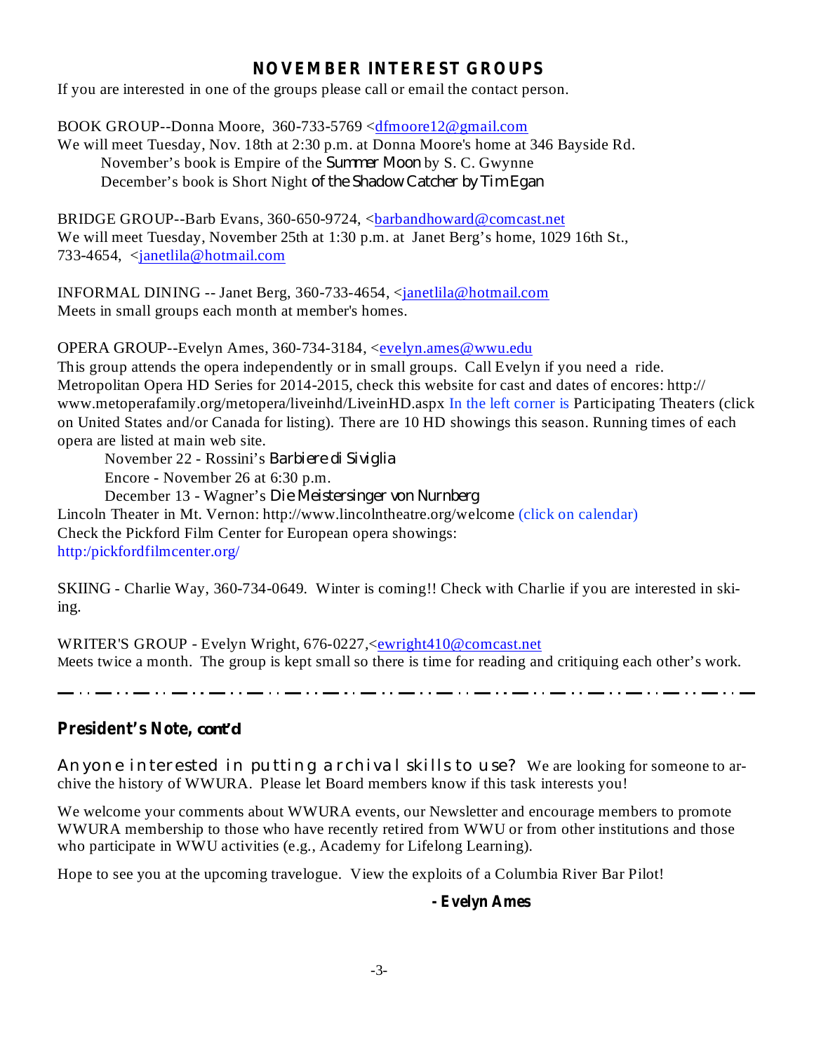## NOVEMBER INTEREST GROUPS

If you are interested in one of the groups please call or email the contact person.

BOOK GROUP--Donna Moore, 360-733-5769 <dfmoore12@gmail.com
We will meet Tuesday, Nov. 18th at 2:30 p.m. at Donna Moore's home at 346 Bayside Rd.
November's book is Empire of the Summer Moon by S. C. Gwynne
December's book is Short Night of the Shadow Catcher by Tim Egan

BRIDGE GROUP--Barb Evans, 360-650-9724, <barbandhoward@comcast.net
We will meet Tuesday, November 25th at 1:30 p.m. at Janet Berg's home, 1029 16th St., 733-4654, <janetlila@hotmail.com

INFORMAL DINING -- Janet Berg, 360-733-4654, <janetlila@hotmail.com
Meets in small groups each month at member's homes.

OPERA GROUP--Evelyn Ames, 360-734-3184, <evelyn.ames@wwu.edu
This group attends the opera independently or in small groups. Call Evelyn if you need a ride. Metropolitan Opera HD Series for 2014-2015, check this website for cast and dates of encores: http://www.metoperafamily.org/metopera/liveinhd/LiveinHD.aspx In the left corner is Participating Theaters (click on United States and/or Canada for listing). There are 10 HD showings this season. Running times of each opera are listed at main web site.

November 22 - Rossini's *Barbiere di Siviglia*
Encore - November 26 at 6:30 p.m.
December 13 - Wagner's *Die Meistersinger von Nurnberg*

Lincoln Theater in Mt. Vernon: http://www.lincolntheatre.org/welcome (click on calendar)
Check the Pickford Film Center for European opera showings:
http:/pickfordfilmcenter.org/

SKIING - Charlie Way, 360-734-0649. Winter is coming!! Check with Charlie if you are interested in skiing.

WRITER'S GROUP - Evelyn Wright, 676-0227,<ewright410@comcast.net
Meets twice a month. The group is kept small so there is time for reading and critiquing each other's work.

---

## President's Note, cont'd

Anyone interested in putting archival skills to use? We are looking for someone to archive the history of WWURA. Please let Board members know if this task interests you!

We welcome your comments about WWURA events, our Newsletter and encourage members to promote WWURA membership to those who have recently retired from WWU or from other institutions and those who participate in WWU activities (e.g., Academy for Lifelong Learning).

Hope to see you at the upcoming travelogue. View the exploits of a Columbia River Bar Pilot!

**- Evelyn Ames**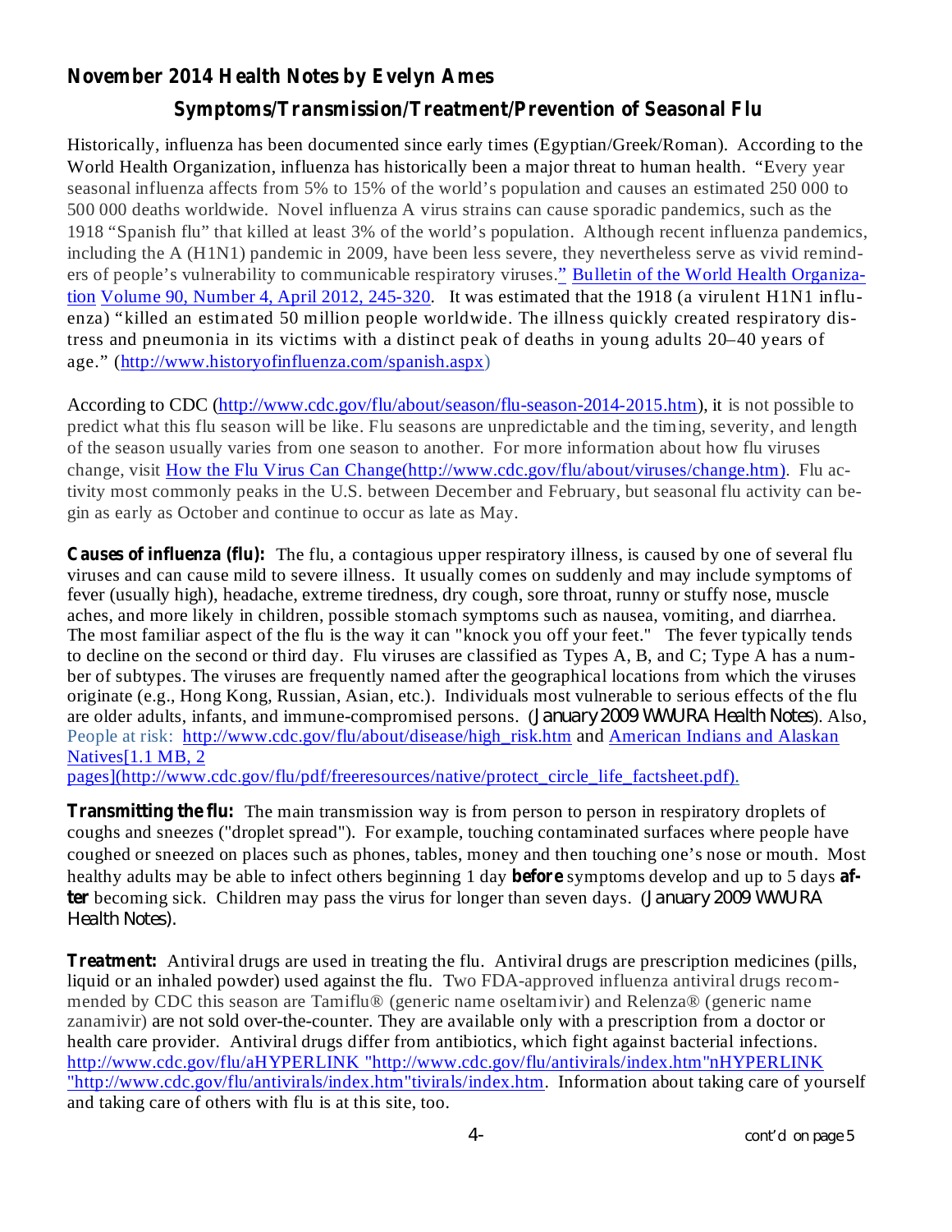**November 2014 Health Notes by Evelyn Ames**

## Symptoms/Transmission/Treatment/Prevention of Seasonal Flu

Historically, influenza has been documented since early times (Egyptian/Greek/Roman). According to the World Health Organization, influenza has historically been a major threat to human health. "Every year seasonal influenza affects from 5% to 15% of the world's population and causes an estimated 250 000 to 500 000 deaths worldwide. Novel influenza A virus strains can cause sporadic pandemics, such as the 1918 "Spanish flu" that killed at least 3% of the world's population. Although recent influenza pandemics, including the A (H1N1) pandemic in 2009, have been less severe, they nevertheless serve as vivid reminders of people's vulnerability to communicable respiratory viruses." Bulletin of the World Health Organization Volume 90, Number 4, April 2012, 245-320. It was estimated that the 1918 (a virulent H1N1 influenza) "killed an estimated 50 million people worldwide. The illness quickly created respiratory distress and pneumonia in its victims with a distinct peak of deaths in young adults 20–40 years of age." (http://www.historyofinfluenza.com/spanish.aspx)

According to CDC (http://www.cdc.gov/flu/about/season/flu-season-2014-2015.htm), it is not possible to predict what this flu season will be like. Flu seasons are unpredictable and the timing, severity, and length of the season usually varies from one season to another. For more information about how flu viruses change, visit How the Flu Virus Can Change(http://www.cdc.gov/flu/about/viruses/change.htm). Flu activity most commonly peaks in the U.S. between December and February, but seasonal flu activity can begin as early as October and continue to occur as late as May.

**Causes of influenza (flu):** The flu, a contagious upper respiratory illness, is caused by one of several flu viruses and can cause mild to severe illness. It usually comes on suddenly and may include symptoms of fever (usually high), headache, extreme tiredness, dry cough, sore throat, runny or stuffy nose, muscle aches, and more likely in children, possible stomach symptoms such as nausea, vomiting, and diarrhea. The most familiar aspect of the flu is the way it can "knock you off your feet." The fever typically tends to decline on the second or third day. Flu viruses are classified as Types A, B, and C; Type A has a number of subtypes. The viruses are frequently named after the geographical locations from which the viruses originate (e.g., Hong Kong, Russian, Asian, etc.). Individuals most vulnerable to serious effects of the flu are older adults, infants, and immune-compromised persons. (January 2009 WWURA Health Notes). Also, People at risk: http://www.cdc.gov/flu/about/disease/high_risk.htm and American Indians and Alaskan Natives[1.1 MB, 2 pages](http://www.cdc.gov/flu/pdf/freeresources/native/protect_circle_life_factsheet.pdf).

**Transmitting the flu:** The main transmission way is from person to person in respiratory droplets of coughs and sneezes ("droplet spread"). For example, touching contaminated surfaces where people have coughed or sneezed on places such as phones, tables, money and then touching one's nose or mouth. Most healthy adults may be able to infect others beginning 1 day **before** symptoms develop and up to 5 days **after** becoming sick. Children may pass the virus for longer than seven days. (January 2009 WWURA Health Notes).

**Treatment:** Antiviral drugs are used in treating the flu. Antiviral drugs are prescription medicines (pills, liquid or an inhaled powder) used against the flu. Two FDA-approved influenza antiviral drugs recommended by CDC this season are Tamiflu® (generic name oseltamivir) and Relenza® (generic name zanamivir) are not sold over-the-counter. They are available only with a prescription from a doctor or health care provider. Antiviral drugs differ from antibiotics, which fight against bacterial infections. http://www.cdc.gov/flu/aHYPERLINK "http://www.cdc.gov/flu/antivirals/index.htm"nHYPERLINK "http://www.cdc.gov/flu/antivirals/index.htm"tivirals/index.htm. Information about taking care of yourself and taking care of others with flu is at this site, too.

cont'd on page 5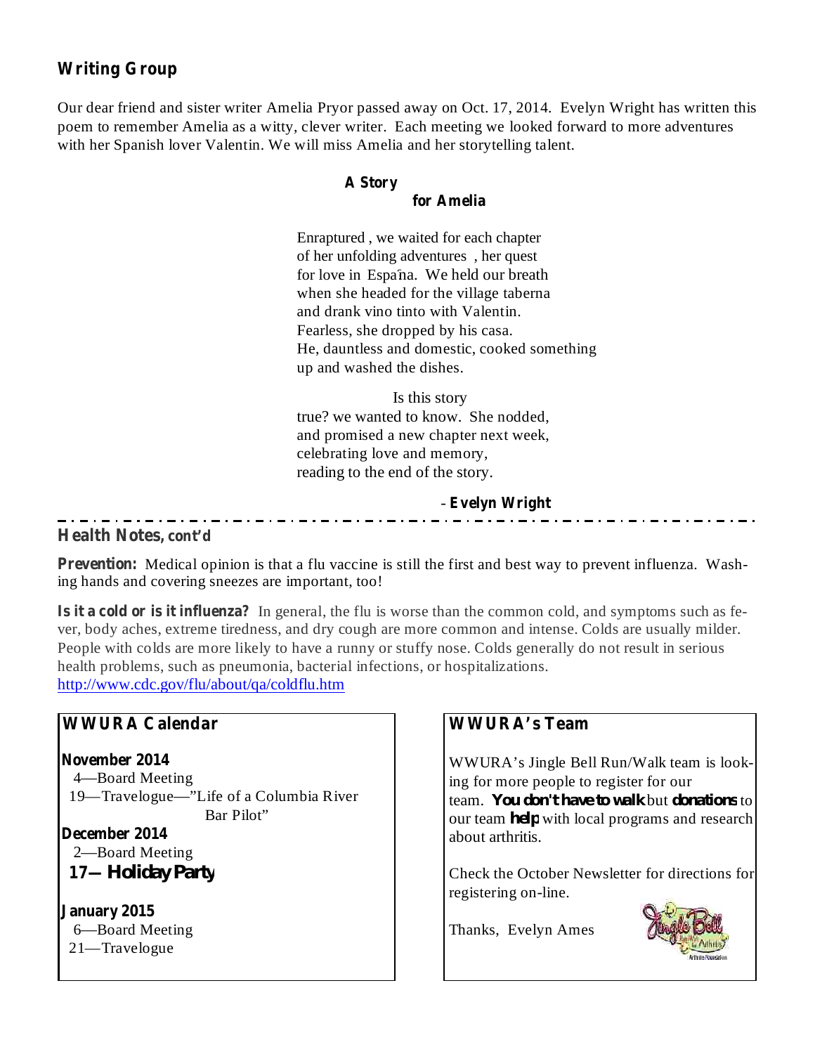## Writing Group

Our dear friend and sister writer Amelia Pryor passed away on Oct. 17, 2014. Evelyn Wright has written this poem to remember Amelia as a witty, clever writer. Each meeting we looked forward to more adventures with her Spanish lover Valentin. We will miss Amelia and her storytelling talent.

### A Story for Amelia

Enraptured , we waited for each chapter
of her unfolding adventures , her quest
for love in España. We held our breath
when she headed for the village taberna
and drank vino tinto with Valentin.
Fearless, she dropped by his casa.
He, dauntless and domestic, cooked something
up and washed the dishes.

Is this story
true? we wanted to know. She nodded,
and promised a new chapter next week,
celebrating love and memory,
reading to the end of the story.

- **Evelyn Wright**

---

## Health Notes, cont'd

**Prevention:** Medical opinion is that a flu vaccine is still the first and best way to prevent influenza. Washing hands and covering sneezes are important, too!

**Is it a cold or is it influenza?** In general, the flu is worse than the common cold, and symptoms such as fever, body aches, extreme tiredness, and dry cough are more common and intense. Colds are usually milder. People with colds are more likely to have a runny or stuffy nose. Colds generally do not result in serious health problems, such as pneumonia, bacterial infections, or hospitalizations.
http://www.cdc.gov/flu/about/qa/coldflu.htm

## WWURA Calendar

**November 2014**
- 4—Board Meeting
- 19—Travelogue—"Life of a Columbia River Bar Pilot"

**December 2014**
- 2—Board Meeting
- **17— Holiday Party**

**January 2015**
- 6—Board Meeting
- 21—Travelogue

## WWURA's Team

WWURA's Jingle Bell Run/Walk team is looking for more people to register for our team. **You don't have to walk** but **donations** to our team **help** with local programs and research about arthritis.

Check the October Newsletter for directions for registering on-line.

Thanks, Evelyn Ames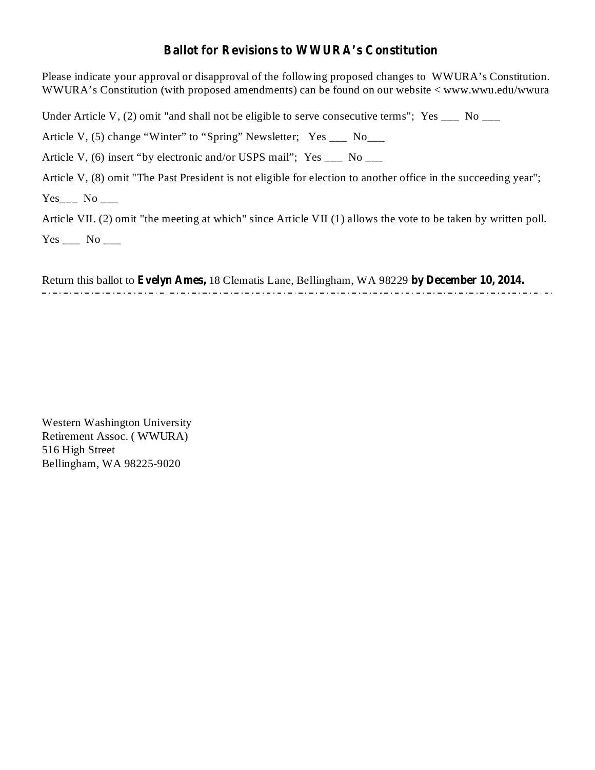## Ballot for Revisions to WWURA's Constitution

Please indicate your approval or disapproval of the following proposed changes to WWURA's Constitution. WWURA's Constitution (with proposed amendments) can be found on our website < www.wwu.edu/wwura

Under Article V, (2) omit "and shall not be eligible to serve consecutive terms"; Yes ___ No ___

Article V, (5) change "Winter" to "Spring" Newsletter; Yes ___ No___

Article V, (6) insert "by electronic and/or USPS mail"; Yes ___ No ___

Article V, (8) omit "The Past President is not eligible for election to another office in the succeeding year";

Yes___ No ___

Article VII. (2) omit "the meeting at which" since Article VII (1) allows the vote to be taken by written poll.

Yes ___ No ___

Return this ballot to **Evelyn Ames,** 18 Clematis Lane, Bellingham, WA 98229 **by December 10, 2014.**

---

Western Washington University
Retirement Assoc. ( WWURA)
516 High Street
Bellingham, WA 98225-9020